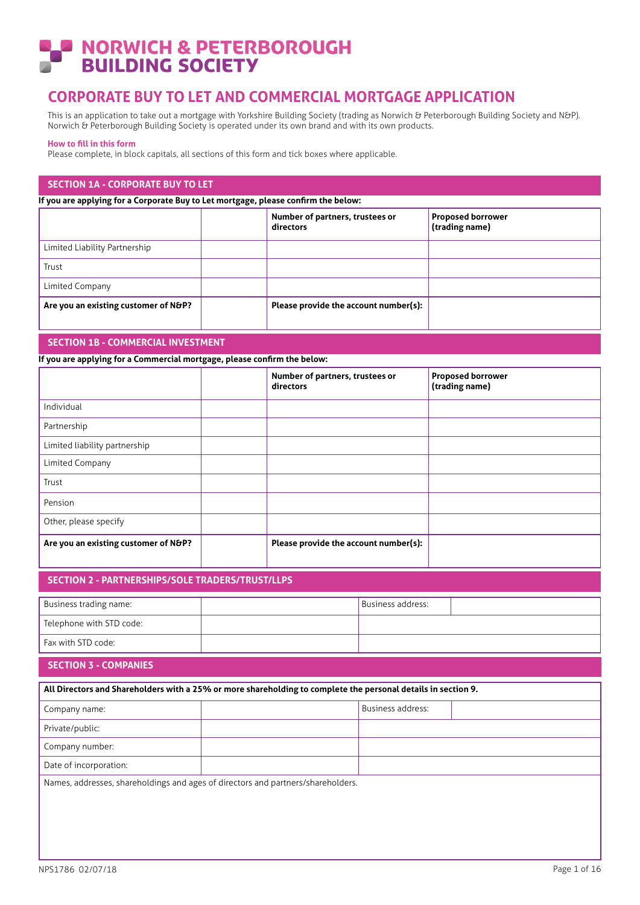# NORWICH & PETERBOROUGH BUILDING SOCIETY

## CORPORATE BUY TO LET AND COMMERCIAL MORTGAGE APPLICATION

This is an application to take out a mortgage with Yorkshire Building Society (trading as Norwich & Peterborough Building Society and N&P). Norwich & Peterborough Building Society is operated under its own brand and with its own products.

**How to fill in this form**

Please complete, in block capitals, all sections of this form and tick boxes where applicable.

### SECTION 1A - CORPORATE BUY TO LET

**If you are applying for a Corporate Buy to Let mortgage, please confirm the below:**

| | | **Number of partners, trustees or directors** | **Proposed borrower (trading name)** |
|---|---|---|---|
| Limited Liability Partnership | | | |
| Trust | | | |
| Limited Company | | | |
| **Are you an existing customer of N&P?** | | **Please provide the account number(s):** | |

### SECTION 1B - COMMERCIAL INVESTMENT

**If you are applying for a Commercial mortgage, please confirm the below:**

| | | **Number of partners, trustees or directors** | **Proposed borrower (trading name)** |
|---|---|---|---|
| Individual | | | |
| Partnership | | | |
| Limited liability partnership | | | |
| Limited Company | | | |
| Trust | | | |
| Pension | | | |
| Other, please specify | | | |
| **Are you an existing customer of N&P?** | | **Please provide the account number(s):** | |

### SECTION 2 - PARTNERSHIPS/SOLE TRADERS/TRUST/LLPS

| | | | |
|---|---|---|---|
| Business trading name: | | Business address: | |
| Telephone with STD code: | | | |
| Fax with STD code: | | | |

### SECTION 3 - COMPANIES

**All Directors and Shareholders with a 25% or more shareholding to complete the personal details in section 9.**

| | | | |
|---|---|---|---|
| Company name: | | Business address: | |
| Private/public: | | | |
| Company number: | | | |
| Date of incorporation: | | | |

Names, addresses, shareholdings and ages of directors and partners/shareholders.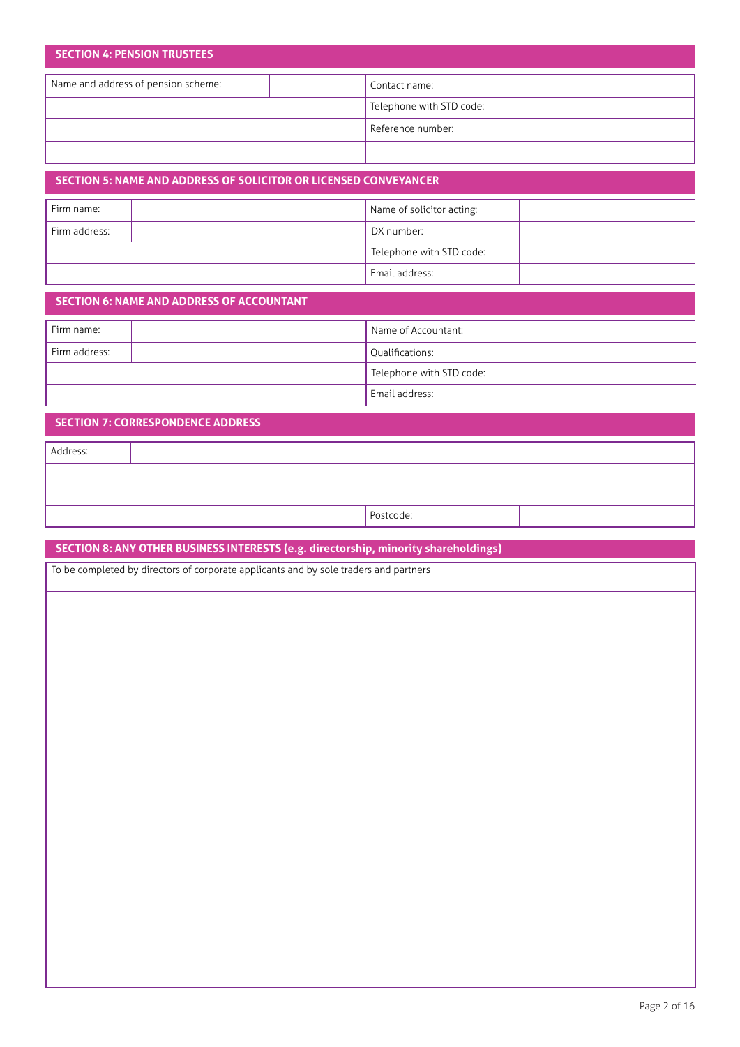## SECTION 4: PENSION TRUSTEES

| Name and address of pension scheme: | | Contact name: | |
|---|---|---|---|
| | | Telephone with STD code: | |
| | | Reference number: | |
| | | | |

## SECTION 5: NAME AND ADDRESS OF SOLICITOR OR LICENSED CONVEYANCER

| Firm name: | | Name of solicitor acting: | |
|---|---|---|---|
| Firm address: | | DX number: | |
| | | Telephone with STD code: | |
| | | Email address: | |

## SECTION 6: NAME AND ADDRESS OF ACCOUNTANT

| Firm name: | | Name of Accountant: | |
|---|---|---|---|
| Firm address: | | Qualifications: | |
| | | Telephone with STD code: | |
| | | Email address: | |

## SECTION 7: CORRESPONDENCE ADDRESS

| Address: | | | |
|---|---|---|---|
| | | | |
| | | | |
| | | Postcode: | |

## SECTION 8: ANY OTHER BUSINESS INTERESTS (e.g. directorship, minority shareholdings)

To be completed by directors of corporate applicants and by sole traders and partners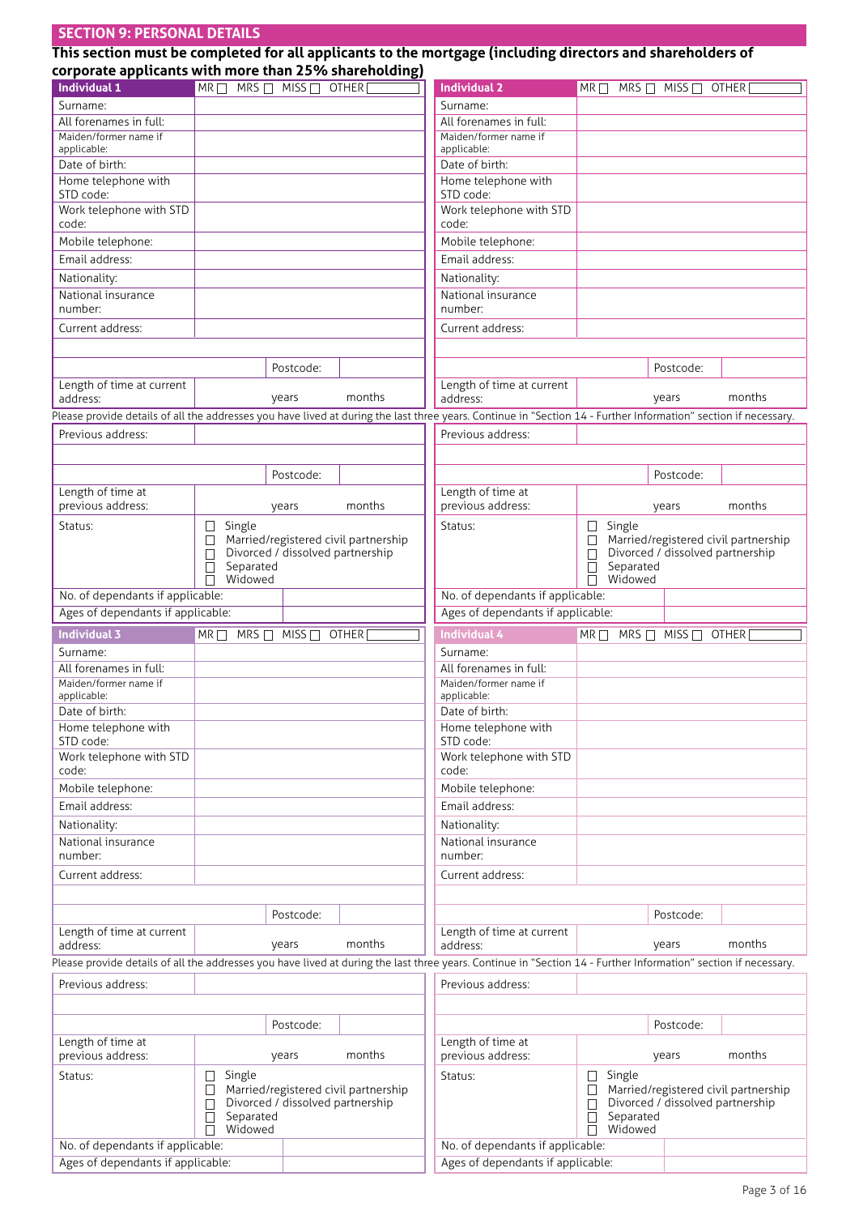## SECTION 9: PERSONAL DETAILS

**This section must be completed for all applicants to the mortgage (including directors and shareholders of corporate applicants with more than 25% shareholding)**

| **Individual 1** | MR ☐ MRS ☐ MISS ☐ OTHER | | **Individual 2** | MR ☐ MRS ☐ MISS ☐ OTHER | |
|---|---|---|---|---|---|
| Surname: | | | Surname: | | |
| All forenames in full: | | | All forenames in full: | | |
| Maiden/former name if applicable: | | | Maiden/former name if applicable: | | |
| Date of birth: | | | Date of birth: | | |
| Home telephone with STD code: | | | Home telephone with STD code: | | |
| Work telephone with STD code: | | | Work telephone with STD code: | | |
| Mobile telephone: | | | Mobile telephone: | | |
| Email address: | | | Email address: | | |
| Nationality: | | | Nationality: | | |
| National insurance number: | | | National insurance number: | | |
| Current address: | | | Current address: | | |
| | | | | | |
| | Postcode: | | | Postcode: | |
| Length of time at current address: | years | months | Length of time at current address: | years | months |

Please provide details of all the addresses you have lived at during the last three years. Continue in "Section 14 - Further Information" section if necessary.

| Previous address: | | | Previous address: | | |
|---|---|---|---|---|---|
| | | | | | |
| | Postcode: | | | Postcode: | |
| Length of time at previous address: | years | months | Length of time at previous address: | years | months |
| Status: | ☐ Single<br>☐ Married/registered civil partnership<br>☐ Divorced / dissolved partnership<br>☐ Separated<br>☐ Widowed | | Status: | ☐ Single<br>☐ Married/registered civil partnership<br>☐ Divorced / dissolved partnership<br>☐ Separated<br>☐ Widowed | |
| No. of dependants if applicable: | | | No. of dependants if applicable: | | |
| Ages of dependants if applicable: | | | Ages of dependants if applicable: | | |

| **Individual 3** | MR ☐ MRS ☐ MISS ☐ OTHER | | **Individual 4** | MR ☐ MRS ☐ MISS ☐ OTHER | |
|---|---|---|---|---|---|
| Surname: | | | Surname: | | |
| All forenames in full: | | | All forenames in full: | | |
| Maiden/former name if applicable: | | | Maiden/former name if applicable: | | |
| Date of birth: | | | Date of birth: | | |
| Home telephone with STD code: | | | Home telephone with STD code: | | |
| Work telephone with STD code: | | | Work telephone with STD code: | | |
| Mobile telephone: | | | Mobile telephone: | | |
| Email address: | | | Email address: | | |
| Nationality: | | | Nationality: | | |
| National insurance number: | | | National insurance number: | | |
| Current address: | | | Current address: | | |
| | | | | | |
| | Postcode: | | | Postcode: | |
| Length of time at current address: | years | months | Length of time at current address: | years | months |

Please provide details of all the addresses you have lived at during the last three years. Continue in "Section 14 - Further Information" section if necessary.

| Previous address: | | | Previous address: | | |
|---|---|---|---|---|---|
| | | | | | |
| | Postcode: | | | Postcode: | |
| Length of time at previous address: | years | months | Length of time at previous address: | years | months |
| Status: | ☐ Single<br>☐ Married/registered civil partnership<br>☐ Divorced / dissolved partnership<br>☐ Separated<br>☐ Widowed | | Status: | ☐ Single<br>☐ Married/registered civil partnership<br>☐ Divorced / dissolved partnership<br>☐ Separated<br>☐ Widowed | |
| No. of dependants if applicable: | | | No. of dependants if applicable: | | |
| Ages of dependants if applicable: | | | Ages of dependants if applicable: | | |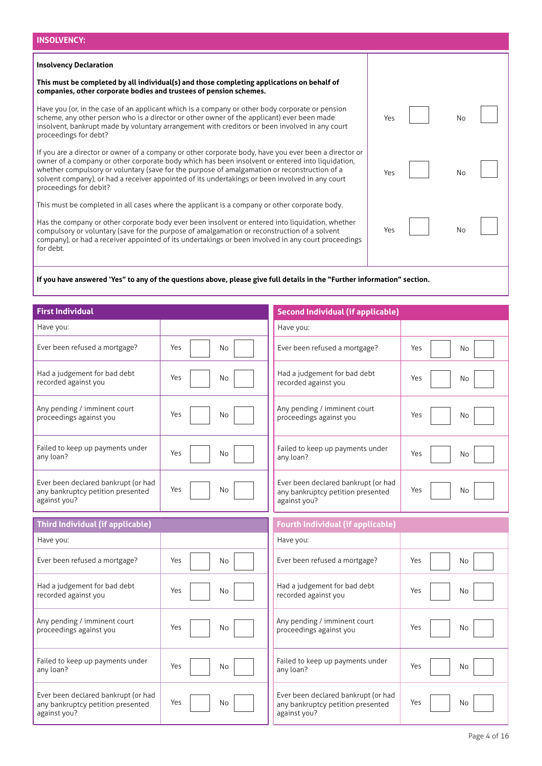## INSOLVENCY:

**Insolvency Declaration**

**This must be completed by all individual(s) and those completing applications on behalf of companies, other corporate bodies and trustees of pension schemes.**

| Question | | |
|---|---|---|
| Have you (or, in the case of an applicant which is a company or other body corporate or pension scheme, any other person who is a director or other owner of the applicant) ever been made insolvent, bankrupt made by voluntary arrangement with creditors or been involved in any court proceedings for debt? | Yes ☐ | No ☐ |
| If you are a director or owner of a company or other corporate body, have you ever been a director or owner of a company or other corporate body which has been insolvent or entered into liquidation, whether compulsory or voluntary (save for the purpose of amalgamation or reconstruction of a solvent company), or had a receiver appointed of its undertakings or been involved in any court proceedings for debit? | Yes ☐ | No ☐ |
| This must be completed in all cases where the applicant is a company or other corporate body. | | |
| Has the company or other corporate body ever been insolvent or entered into liquidation, whether compulsory or voluntary (save for the purpose of amalgamation or reconstruction of a solvent company), or had a receiver appointed of its undertakings or been involved in any court proceedings for debt. | Yes ☐ | No ☐ |

**If you have answered 'Yes" to any of the questions above, please give full details in the "Further information" section.**

| First Individual | | |
|---|---|---|
| Have you: | | |
| Ever been refused a mortgage? | Yes ☐ | No ☐ |
| Had a judgement for bad debt recorded against you | Yes ☐ | No ☐ |
| Any pending / imminent court proceedings against you | Yes ☐ | No ☐ |
| Failed to keep up payments under any loan? | Yes ☐ | No ☐ |
| Ever been declared bankrupt (or had any bankruptcy petition presented against you? | Yes ☐ | No ☐ |

| Second Individual (if applicable) | | |
|---|---|---|
| Have you: | | |
| Ever been refused a mortgage? | Yes ☐ | No ☐ |
| Had a judgement for bad debt recorded against you | Yes ☐ | No ☐ |
| Any pending / imminent court proceedings against you | Yes ☐ | No ☐ |
| Failed to keep up payments under any loan? | Yes ☐ | No ☐ |
| Ever been declared bankrupt (or had any bankruptcy petition presented against you? | Yes ☐ | No ☐ |

| Third Individual (if applicable) | | |
|---|---|---|
| Have you: | | |
| Ever been refused a mortgage? | Yes ☐ | No ☐ |
| Had a judgement for bad debt recorded against you | Yes ☐ | No ☐ |
| Any pending / imminent court proceedings against you | Yes ☐ | No ☐ |
| Failed to keep up payments under any loan? | Yes ☐ | No ☐ |
| Ever been declared bankrupt (or had any bankruptcy petition presented against you? | Yes ☐ | No ☐ |

| Fourth Individual (if applicable) | | |
|---|---|---|
| Have you: | | |
| Ever been refused a mortgage? | Yes ☐ | No ☐ |
| Had a judgement for bad debt recorded against you | Yes ☐ | No ☐ |
| Any pending / imminent court proceedings against you | Yes ☐ | No ☐ |
| Failed to keep up payments under any loan? | Yes ☐ | No ☐ |
| Ever been declared bankrupt (or had any bankruptcy petition presented against you? | Yes ☐ | No ☐ |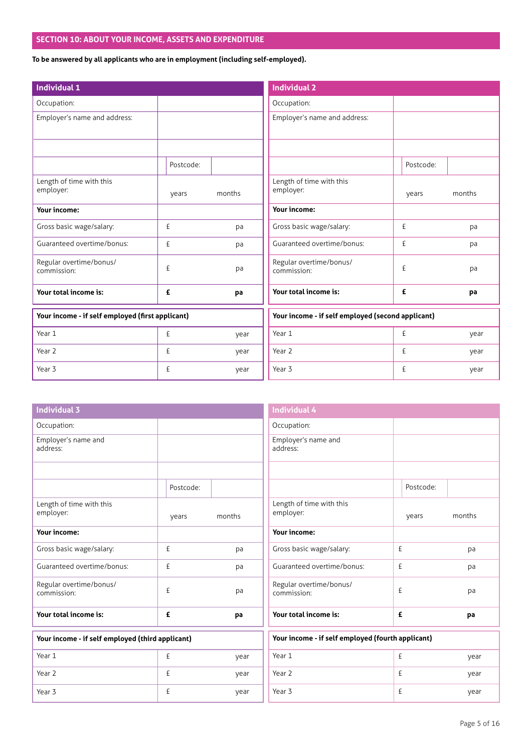## SECTION 10: ABOUT YOUR INCOME, ASSETS AND EXPENDITURE

**To be answered by all applicants who are in employment (including self-employed).**

| **Individual 1** | | |
|---|---|---|
| Occupation: | | |
| Employer's name and address: | | |
| | | |
| | Postcode: | |
| Length of time with this employer: | years | months |
| **Your income:** | | |
| Gross basic wage/salary: | £ | pa |
| Guaranteed overtime/bonus: | £ | pa |
| Regular overtime/bonus/ commission: | £ | pa |
| **Your total income is:** | **£** | **pa** |

| **Your income - if self employed (first applicant)** | | |
|---|---|---|
| Year 1 | £ | year |
| Year 2 | £ | year |
| Year 3 | £ | year |

| **Individual 2** | | |
|---|---|---|
| Occupation: | | |
| Employer's name and address: | | |
| | | |
| | Postcode: | |
| Length of time with this employer: | years | months |
| **Your income:** | | |
| Gross basic wage/salary: | £ | pa |
| Guaranteed overtime/bonus: | £ | pa |
| Regular overtime/bonus/ commission: | £ | pa |
| **Your total income is:** | **£** | **pa** |

| **Your income - if self employed (second applicant)** | | |
|---|---|---|
| Year 1 | £ | year |
| Year 2 | £ | year |
| Year 3 | £ | year |

| **Individual 3** | | |
|---|---|---|
| Occupation: | | |
| Employer's name and address: | | |
| | | |
| | Postcode: | |
| Length of time with this employer: | years | months |
| **Your income:** | | |
| Gross basic wage/salary: | £ | pa |
| Guaranteed overtime/bonus: | £ | pa |
| Regular overtime/bonus/ commission: | £ | pa |
| **Your total income is:** | **£** | **pa** |

| **Your income - if self employed (third applicant)** | | |
|---|---|---|
| Year 1 | £ | year |
| Year 2 | £ | year |
| Year 3 | £ | year |

| **Individual 4** | | |
|---|---|---|
| Occupation: | | |
| Employer's name and address: | | |
| | | |
| | Postcode: | |
| Length of time with this employer: | years | months |
| **Your income:** | | |
| Gross basic wage/salary: | £ | pa |
| Guaranteed overtime/bonus: | £ | pa |
| Regular overtime/bonus/ commission: | £ | pa |
| **Your total income is:** | **£** | **pa** |

| **Your income - if self employed (fourth applicant)** | | |
|---|---|---|
| Year 1 | £ | year |
| Year 2 | £ | year |
| Year 3 | £ | year |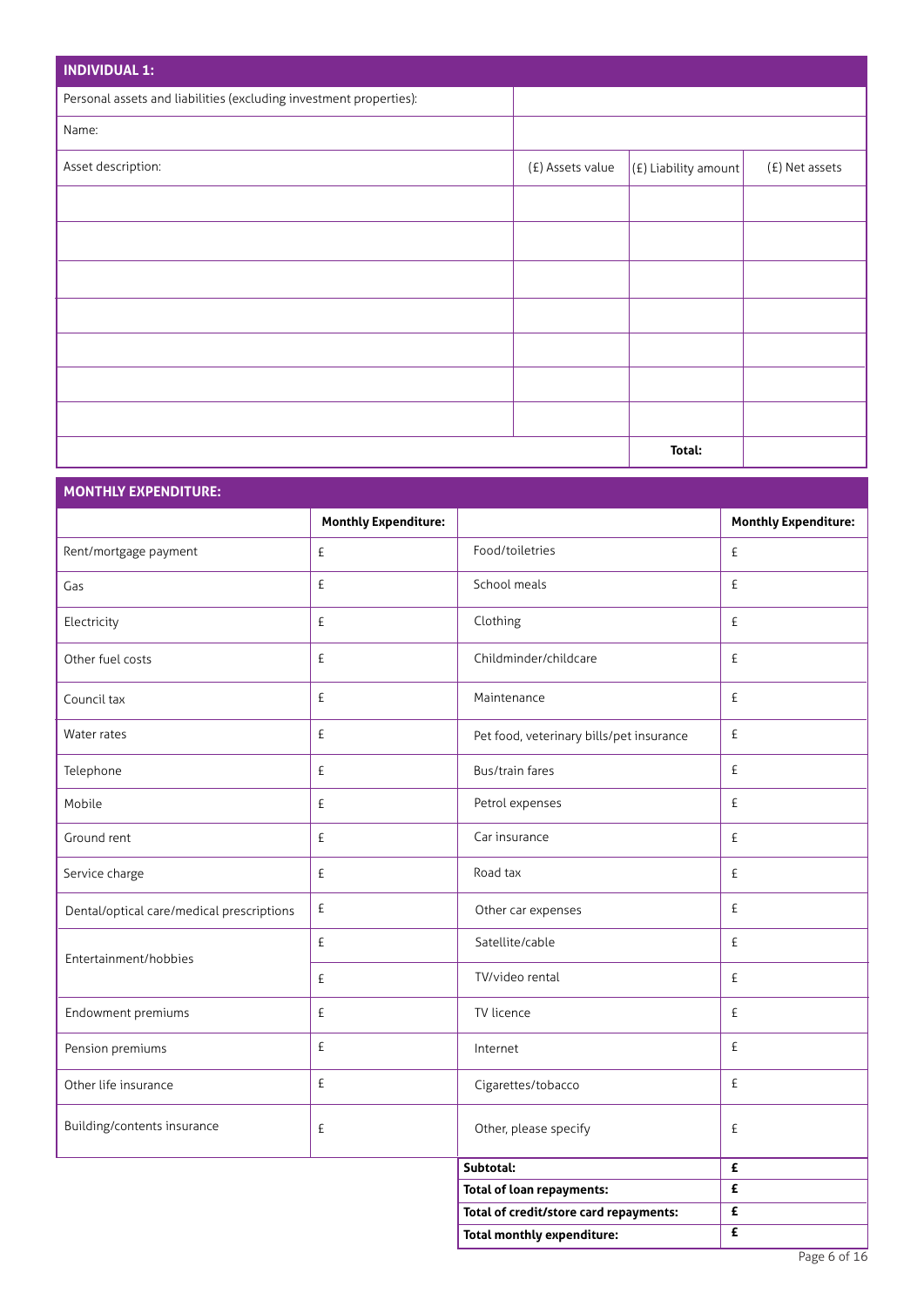## INDIVIDUAL 1:

| Personal assets and liabilities (excluding investment properties): | | | |
|---|---|---|---|
| Name: | | | |
| Asset description: | (£) Assets value | (£) Liability amount | (£) Net assets |
| | | | |
| | | | |
| | | | |
| | | | |
| | | | |
| | | | |
| | | | |
| | | **Total:** | |

## MONTHLY EXPENDITURE:

| | **Monthly Expenditure:** | | **Monthly Expenditure:** |
|---|---|---|---|
| Rent/mortgage payment | £ | Food/toiletries | £ |
| Gas | £ | School meals | £ |
| Electricity | £ | Clothing | £ |
| Other fuel costs | £ | Childminder/childcare | £ |
| Council tax | £ | Maintenance | £ |
| Water rates | £ | Pet food, veterinary bills/pet insurance | £ |
| Telephone | £ | Bus/train fares | £ |
| Mobile | £ | Petrol expenses | £ |
| Ground rent | £ | Car insurance | £ |
| Service charge | £ | Road tax | £ |
| Dental/optical care/medical prescriptions | £ | Other car expenses | £ |
| Entertainment/hobbies | £ | Satellite/cable | £ |
| | £ | TV/video rental | £ |
| Endowment premiums | £ | TV licence | £ |
| Pension premiums | £ | Internet | £ |
| Other life insurance | £ | Cigarettes/tobacco | £ |
| Building/contents insurance | £ | Other, please specify | £ |
| | | **Subtotal:** | **£** |
| | | **Total of loan repayments:** | **£** |
| | | **Total of credit/store card repayments:** | **£** |
| | | **Total monthly expenditure:** | **£** |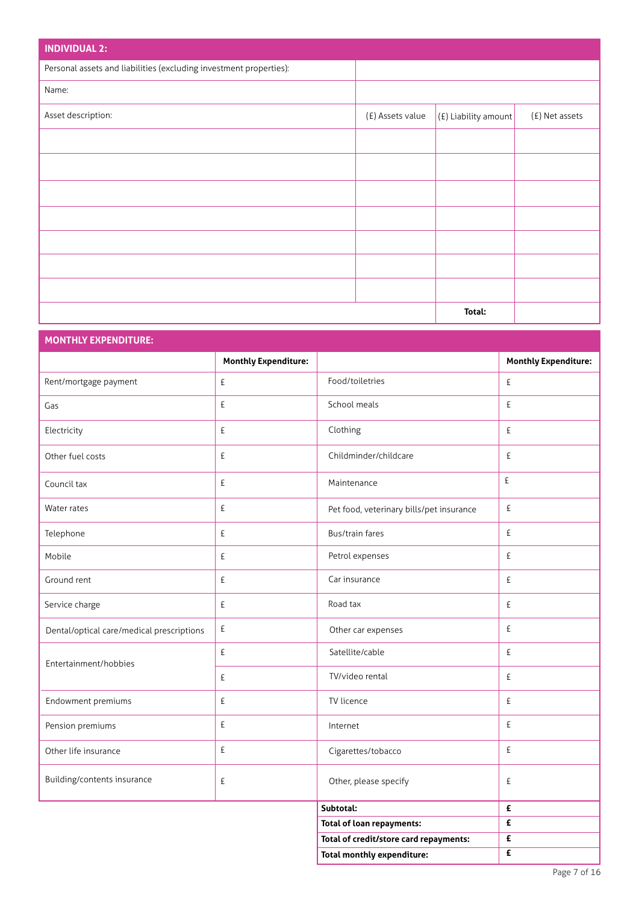## INDIVIDUAL 2:

| Personal assets and liabilities (excluding investment properties): | | | |
|---|---|---|---|
| Name: | | | |
| Asset description: | (£) Assets value | (£) Liability amount | (£) Net assets |
| | | | |
| | | | |
| | | | |
| | | | |
| | | | |
| | | | |
| | | | |
| | | **Total:** | |

## MONTHLY EXPENDITURE:

| | **Monthly Expenditure:** | | **Monthly Expenditure:** |
|---|---|---|---|
| Rent/mortgage payment | £ | Food/toiletries | £ |
| Gas | £ | School meals | £ |
| Electricity | £ | Clothing | £ |
| Other fuel costs | £ | Childminder/childcare | £ |
| Council tax | £ | Maintenance | £ |
| Water rates | £ | Pet food, veterinary bills/pet insurance | £ |
| Telephone | £ | Bus/train fares | £ |
| Mobile | £ | Petrol expenses | £ |
| Ground rent | £ | Car insurance | £ |
| Service charge | £ | Road tax | £ |
| Dental/optical care/medical prescriptions | £ | Other car expenses | £ |
| Entertainment/hobbies | £ | Satellite/cable | £ |
| | £ | TV/video rental | £ |
| Endowment premiums | £ | TV licence | £ |
| Pension premiums | £ | Internet | £ |
| Other life insurance | £ | Cigarettes/tobacco | £ |
| Building/contents insurance | £ | Other, please specify | £ |
| | | **Subtotal:** | **£** |
| | | **Total of loan repayments:** | **£** |
| | | **Total of credit/store card repayments:** | **£** |
| | | **Total monthly expenditure:** | **£** |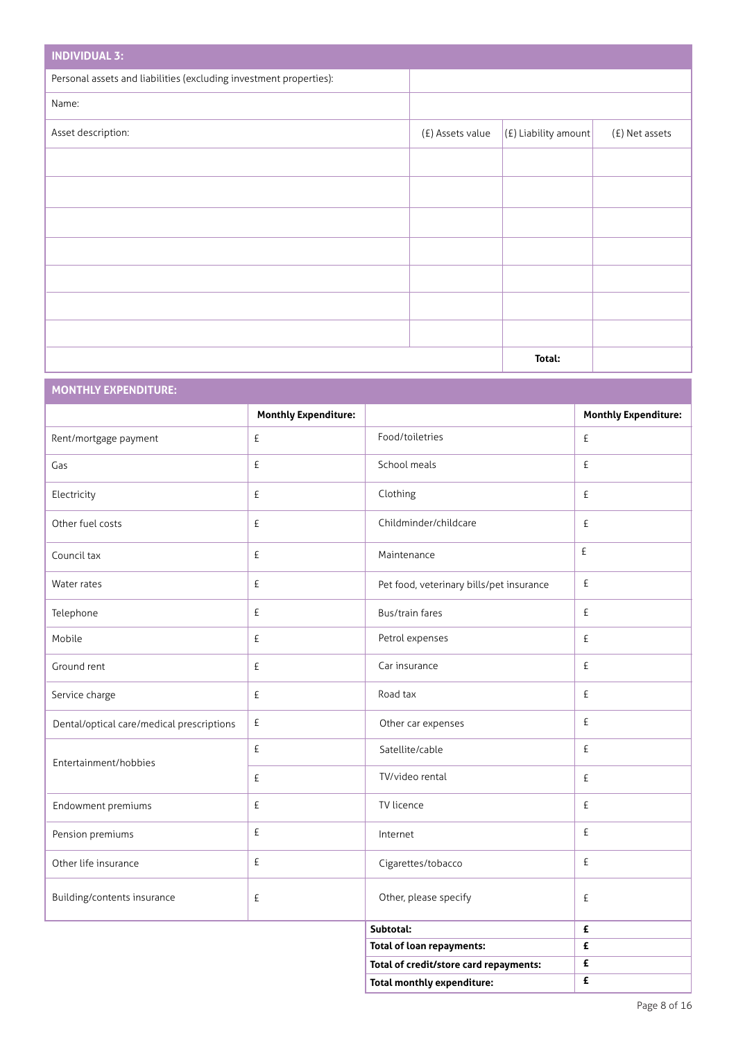## INDIVIDUAL 3:

| Personal assets and liabilities (excluding investment properties): | | | |
|---|---|---|---|
| Name: | | | |
| Asset description: | (£) Assets value | (£) Liability amount | (£) Net assets |
| | | | |
| | | | |
| | | | |
| | | | |
| | | | |
| | | | |
| | | | |
| | | Total: | |

## MONTHLY EXPENDITURE:

| | Monthly Expenditure: | | Monthly Expenditure: |
|---|---|---|---|
| Rent/mortgage payment | £ | Food/toiletries | £ |
| Gas | £ | School meals | £ |
| Electricity | £ | Clothing | £ |
| Other fuel costs | £ | Childminder/childcare | £ |
| Council tax | £ | Maintenance | £ |
| Water rates | £ | Pet food, veterinary bills/pet insurance | £ |
| Telephone | £ | Bus/train fares | £ |
| Mobile | £ | Petrol expenses | £ |
| Ground rent | £ | Car insurance | £ |
| Service charge | £ | Road tax | £ |
| Dental/optical care/medical prescriptions | £ | Other car expenses | £ |
| Entertainment/hobbies | £ | Satellite/cable | £ |
| | £ | TV/video rental | £ |
| Endowment premiums | £ | TV licence | £ |
| Pension premiums | £ | Internet | £ |
| Other life insurance | £ | Cigarettes/tobacco | £ |
| Building/contents insurance | £ | Other, please specify | £ |
| | | **Subtotal:** | **£** |
| | | **Total of loan repayments:** | **£** |
| | | **Total of credit/store card repayments:** | **£** |
| | | **Total monthly expenditure:** | **£** |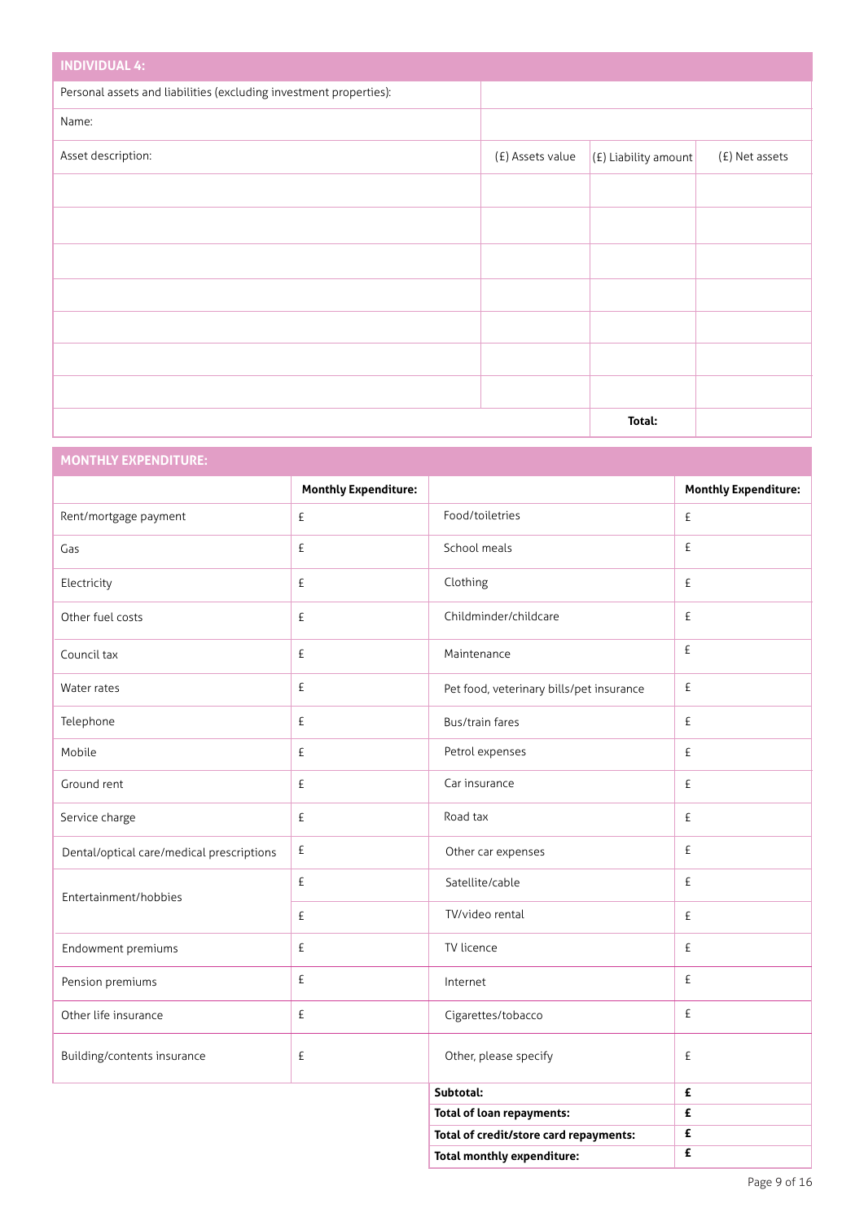## INDIVIDUAL 4:

| Personal assets and liabilities (excluding investment properties): | | | |
|---|---|---|---|
| Name: | | | |
| Asset description: | (£) Assets value | (£) Liability amount | (£) Net assets |
| | | | |
| | | | |
| | | | |
| | | | |
| | | | |
| | | | |
| | | | |
| | | Total: | |

## MONTHLY EXPENDITURE:

| | Monthly Expenditure: | | Monthly Expenditure: |
|---|---|---|---|
| Rent/mortgage payment | £ | Food/toiletries | £ |
| Gas | £ | School meals | £ |
| Electricity | £ | Clothing | £ |
| Other fuel costs | £ | Childminder/childcare | £ |
| Council tax | £ | Maintenance | £ |
| Water rates | £ | Pet food, veterinary bills/pet insurance | £ |
| Telephone | £ | Bus/train fares | £ |
| Mobile | £ | Petrol expenses | £ |
| Ground rent | £ | Car insurance | £ |
| Service charge | £ | Road tax | £ |
| Dental/optical care/medical prescriptions | £ | Other car expenses | £ |
| Entertainment/hobbies | £ | Satellite/cable | £ |
| | £ | TV/video rental | £ |
| Endowment premiums | £ | TV licence | £ |
| Pension premiums | £ | Internet | £ |
| Other life insurance | £ | Cigarettes/tobacco | £ |
| Building/contents insurance | £ | Other, please specify | £ |
| | | **Subtotal:** | **£** |
| | | **Total of loan repayments:** | **£** |
| | | **Total of credit/store card repayments:** | **£** |
| | | **Total monthly expenditure:** | **£** |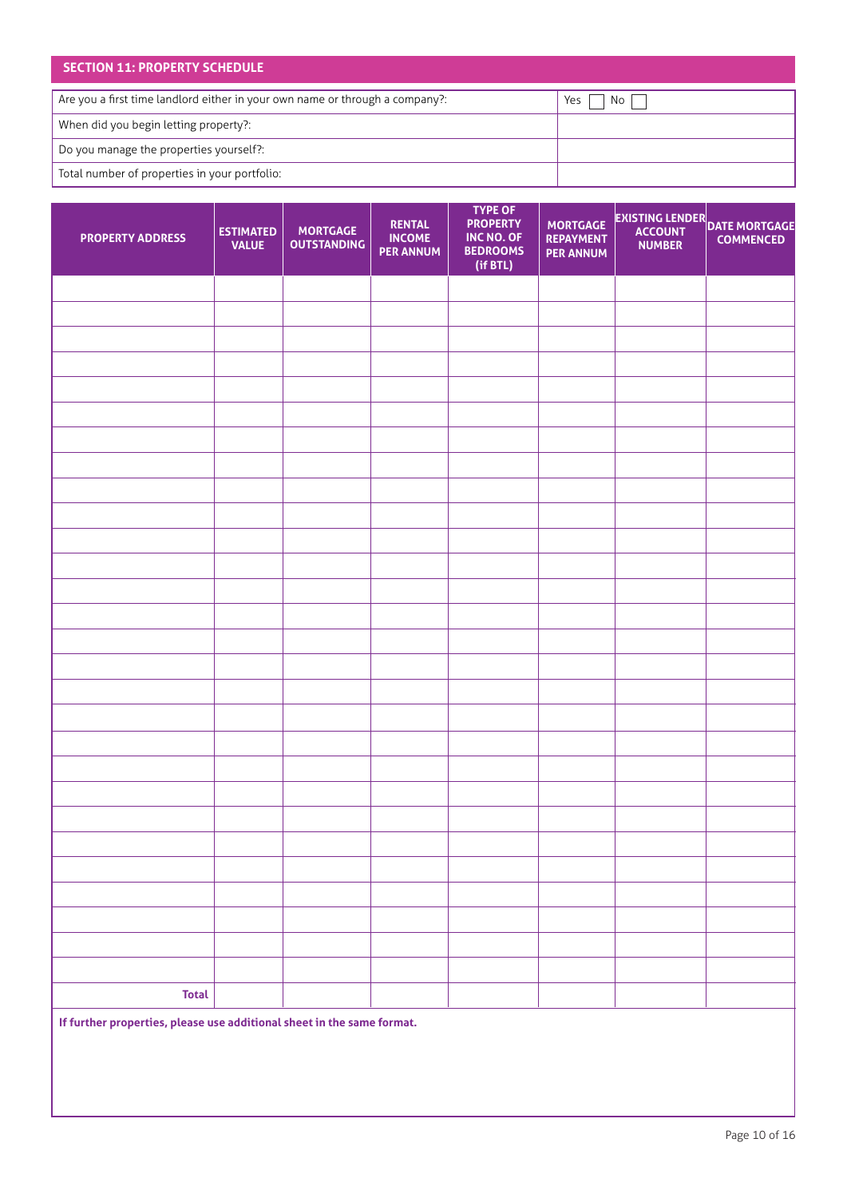## SECTION 11: PROPERTY SCHEDULE

| | |
|---|---|
| Are you a first time landlord either in your own name or through a company?: | Yes ☐ No ☐ |
| When did you begin letting property?: | |
| Do you manage the properties yourself?: | |
| Total number of properties in your portfolio: | |

| PROPERTY ADDRESS | ESTIMATED VALUE | MORTGAGE OUTSTANDING | RENTAL INCOME PER ANNUM | TYPE OF PROPERTY INC NO. OF BEDROOMS (if BTL) | MORTGAGE REPAYMENT PER ANNUM | EXISTING LENDER ACCOUNT NUMBER | DATE MORTGAGE COMMENCED |
|---|---|---|---|---|---|---|---|
| | | | | | | | |
| | | | | | | | |
| | | | | | | | |
| | | | | | | | |
| | | | | | | | |
| | | | | | | | |
| | | | | | | | |
| | | | | | | | |
| | | | | | | | |
| | | | | | | | |
| | | | | | | | |
| | | | | | | | |
| | | | | | | | |
| | | | | | | | |
| | | | | | | | |
| | | | | | | | |
| | | | | | | | |
| | | | | | | | |
| | | | | | | | |
| | | | | | | | |
| | | | | | | | |
| | | | | | | | |
| | | | | | | | |
| | | | | | | | |
| | | | | | | | |
| | | | | | | | |
| | | | | | | | |
| | | | | | | | |
| **Total** | | | | | | | |

**If further properties, please use additional sheet in the same format.**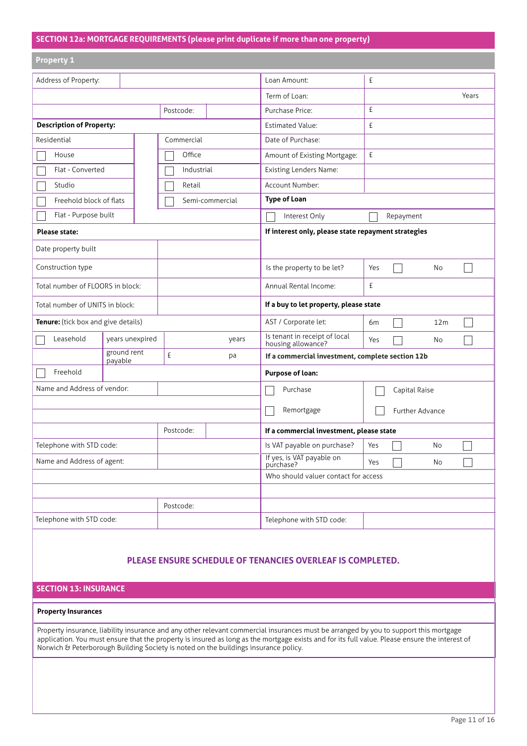## SECTION 12a: MORTGAGE REQUIREMENTS (please print duplicate if more than one property)

### Property 1

| | | | |
|---|---|---|---|
| Address of Property: | | Loan Amount: | £ |
| | | Term of Loan: | Years |
| | Postcode: | Purchase Price: | £ |
| **Description of Property:** | | Estimated Value: | £ |
| Residential | Commercial | Date of Purchase: | |
| ☐ House | ☐ Office | Amount of Existing Mortgage: | £ |
| ☐ Flat - Converted | ☐ Industrial | Existing Lenders Name: | |
| ☐ Studio | ☐ Retail | Account Number: | |
| ☐ Freehold block of flats | ☐ Semi-commercial | **Type of Loan** | |
| ☐ Flat - Purpose built | | ☐ Interest Only | ☐ Repayment |
| **Please state:** | | **If interest only, please state repayment strategies** | |
| Date property built | | | |
| Construction type | | Is the property to be let? | Yes ☐ No ☐ |
| Total number of FLOORS in block: | | Annual Rental Income: | £ |
| Total number of UNITS in block: | | **If a buy to let property, please state** | |
| **Tenure:** (tick box and give details) | | AST / Corporate let: | 6m ☐ 12m ☐ |
| ☐ Leasehold — years unexpired | years | Is tenant in receipt of local housing allowance? | Yes ☐ No ☐ |
| ground rent payable | £ pa | **If a commercial investment, complete section 12b** | |
| ☐ Freehold | | **Purpose of loan:** | |
| Name and Address of vendor: | | ☐ Purchase | ☐ Capital Raise |
| | | ☐ Remortgage | ☐ Further Advance |
| | Postcode: | **If a commercial investment, please state** | |
| Telephone with STD code: | | Is VAT payable on purchase? | Yes ☐ No ☐ |
| Name and Address of agent: | | If yes, is VAT payable on purchase? | Yes ☐ No ☐ |
| | | Who should valuer contact for access | |
| | | | |
| | Postcode: | | |
| Telephone with STD code: | | Telephone with STD code: | |

**PLEASE ENSURE SCHEDULE OF TENANCIES OVERLEAF IS COMPLETED.**

## SECTION 13: INSURANCE

**Property Insurances**

Property insurance, liability insurance and any other relevant commercial insurances must be arranged by you to support this mortgage application. You must ensure that the property is insured as long as the mortgage exists and for its full value. Please ensure the interest of Norwich & Peterborough Building Society is noted on the buildings insurance policy.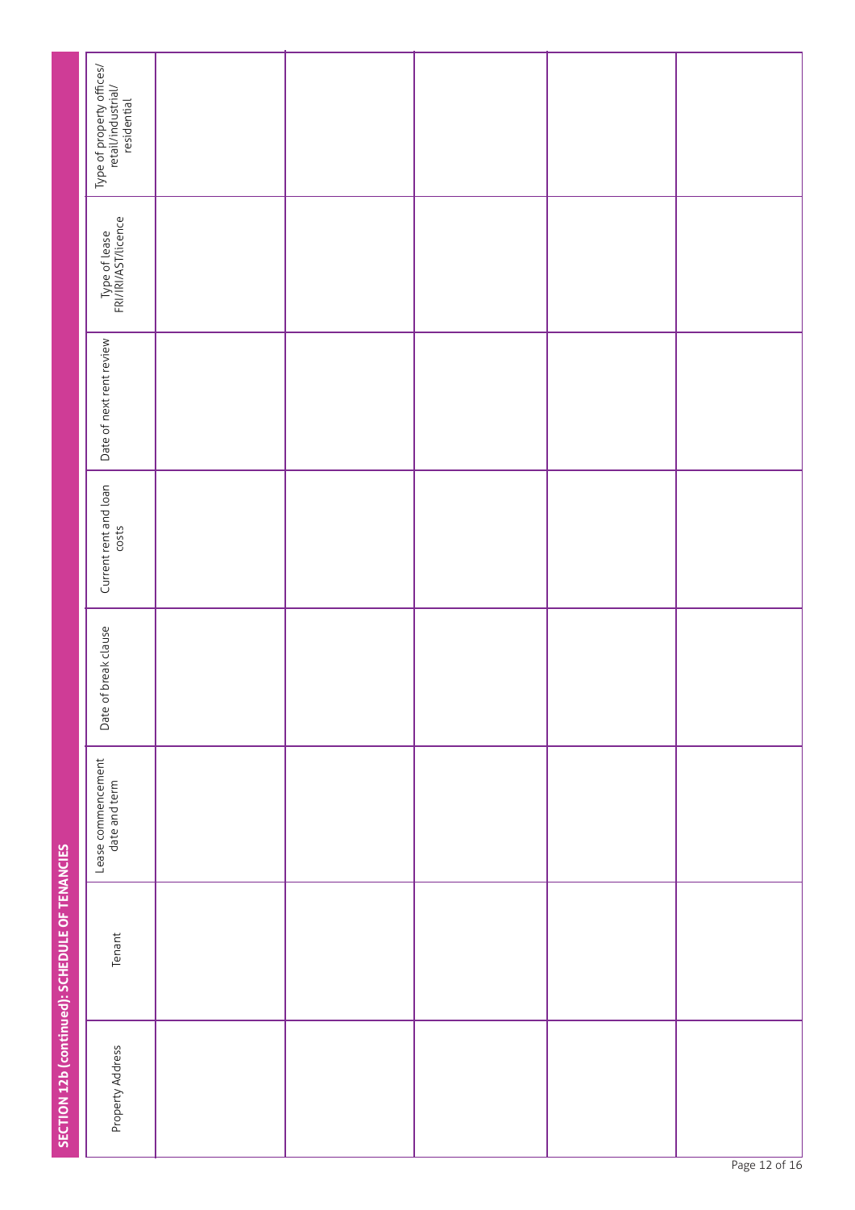## SECTION 12b (continued): SCHEDULE OF TENANCIES

| Property Address | Tenant | Lease commencement date and term | Date of break clause | Current rent and loan costs | Date of next rent review | Type of lease FRI/IRI/AST/licence | Type of property offices/ retail/industrial/ residential |
|---|---|---|---|---|---|---|---|
| | | | | | | | |
| | | | | | | | |
| | | | | | | | |
| | | | | | | | |
| | | | | | | | |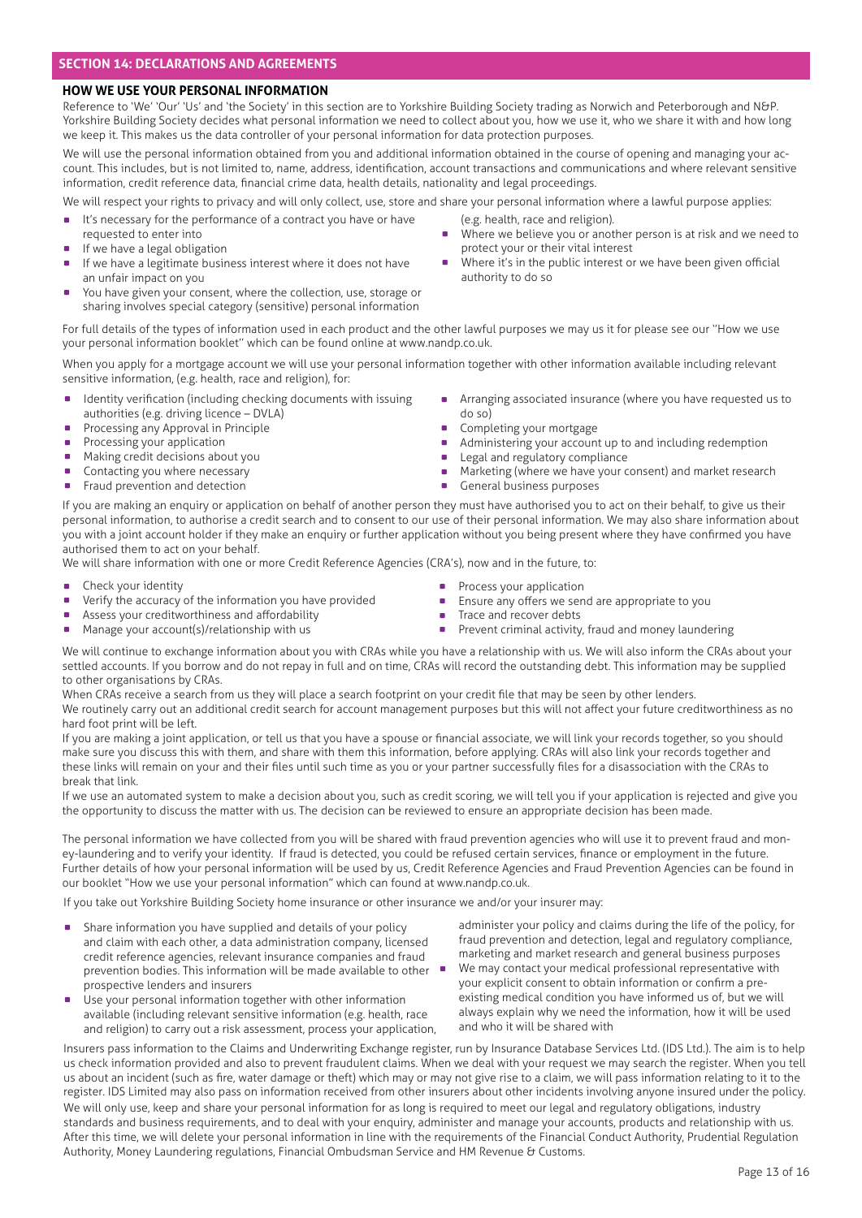## SECTION 14: DECLARATIONS AND AGREEMENTS

### HOW WE USE YOUR PERSONAL INFORMATION

Reference to 'We' 'Our' 'Us' and 'the Society' in this section are to Yorkshire Building Society trading as Norwich and Peterborough and N&P. Yorkshire Building Society decides what personal information we need to collect about you, how we use it, who we share it with and how long we keep it. This makes us the data controller of your personal information for data protection purposes.

We will use the personal information obtained from you and additional information obtained in the course of opening and managing your account. This includes, but is not limited to, name, address, identification, account transactions and communications and where relevant sensitive information, credit reference data, financial crime data, health details, nationality and legal proceedings.

We will respect your rights to privacy and will only collect, use, store and share your personal information where a lawful purpose applies:

- It's necessary for the performance of a contract you have or have requested to enter into
- If we have a legal obligation
- If we have a legitimate business interest where it does not have an unfair impact on you
- You have given your consent, where the collection, use, storage or sharing involves special category (sensitive) personal information (e.g. health, race and religion).
- Where we believe you or another person is at risk and we need to protect your or their vital interest
- Where it's in the public interest or we have been given official authority to do so

For full details of the types of information used in each product and the other lawful purposes we may us it for please see our "How we use your personal information booklet" which can be found online at www.nandp.co.uk.

When you apply for a mortgage account we will use your personal information together with other information available including relevant sensitive information, (e.g. health, race and religion), for:

- Identity verification (including checking documents with issuing authorities (e.g. driving licence – DVLA)
- Processing any Approval in Principle
- Processing your application
- Making credit decisions about you
- Contacting you where necessary
- Fraud prevention and detection
- Arranging associated insurance (where you have requested us to do so)
- Completing your mortgage
- Administering your account up to and including redemption
- Legal and regulatory compliance
- Marketing (where we have your consent) and market research
- General business purposes

If you are making an enquiry or application on behalf of another person they must have authorised you to act on their behalf, to give us their personal information, to authorise a credit search and to consent to our use of their personal information. We may also share information about you with a joint account holder if they make an enquiry or further application without you being present where they have confirmed you have authorised them to act on your behalf.

We will share information with one or more Credit Reference Agencies (CRA's), now and in the future, to:

- Check your identity
- Verify the accuracy of the information you have provided
- Assess your creditworthiness and affordability
- Manage your account(s)/relationship with us
- Process your application
- Ensure any offers we send are appropriate to you
- Trace and recover debts
- Prevent criminal activity, fraud and money laundering

We will continue to exchange information about you with CRAs while you have a relationship with us. We will also inform the CRAs about your settled accounts. If you borrow and do not repay in full and on time, CRAs will record the outstanding debt. This information may be supplied to other organisations by CRAs.

When CRAs receive a search from us they will place a search footprint on your credit file that may be seen by other lenders.

We routinely carry out an additional credit search for account management purposes but this will not affect your future creditworthiness as no hard foot print will be left.

If you are making a joint application, or tell us that you have a spouse or financial associate, we will link your records together, so you should make sure you discuss this with them, and share with them this information, before applying. CRAs will also link your records together and these links will remain on your and their files until such time as you or your partner successfully files for a disassociation with the CRAs to break that link.

If we use an automated system to make a decision about you, such as credit scoring, we will tell you if your application is rejected and give you the opportunity to discuss the matter with us. The decision can be reviewed to ensure an appropriate decision has been made.

The personal information we have collected from you will be shared with fraud prevention agencies who will use it to prevent fraud and money-laundering and to verify your identity. If fraud is detected, you could be refused certain services, finance or employment in the future. Further details of how your personal information will be used by us, Credit Reference Agencies and Fraud Prevention Agencies can be found in our booklet "How we use your personal information" which can found at www.nandp.co.uk.

If you take out Yorkshire Building Society home insurance or other insurance we and/or your insurer may:

- Share information you have supplied and details of your policy and claim with each other, a data administration company, licensed credit reference agencies, relevant insurance companies and fraud prevention bodies. This information will be made available to other prospective lenders and insurers
- Use your personal information together with other information available (including relevant sensitive information (e.g. health, race and religion) to carry out a risk assessment, process your application, administer your policy and claims during the life of the policy, for fraud prevention and detection, legal and regulatory compliance, marketing and market research and general business purposes
- We may contact your medical professional representative with your explicit consent to obtain information or confirm a pre-existing medical condition you have informed us of, but we will always explain why we need the information, how it will be used and who it will be shared with

Insurers pass information to the Claims and Underwriting Exchange register, run by Insurance Database Services Ltd. (IDS Ltd.). The aim is to help us check information provided and also to prevent fraudulent claims. When we deal with your request we may search the register. When you tell us about an incident (such as fire, water damage or theft) which may or may not give rise to a claim, we will pass information relating to it to the register. IDS Limited may also pass on information received from other insurers about other incidents involving anyone insured under the policy.

We will only use, keep and share your personal information for as long is required to meet our legal and regulatory obligations, industry standards and business requirements, and to deal with your enquiry, administer and manage your accounts, products and relationship with us. After this time, we will delete your personal information in line with the requirements of the Financial Conduct Authority, Prudential Regulation Authority, Money Laundering regulations, Financial Ombudsman Service and HM Revenue & Customs.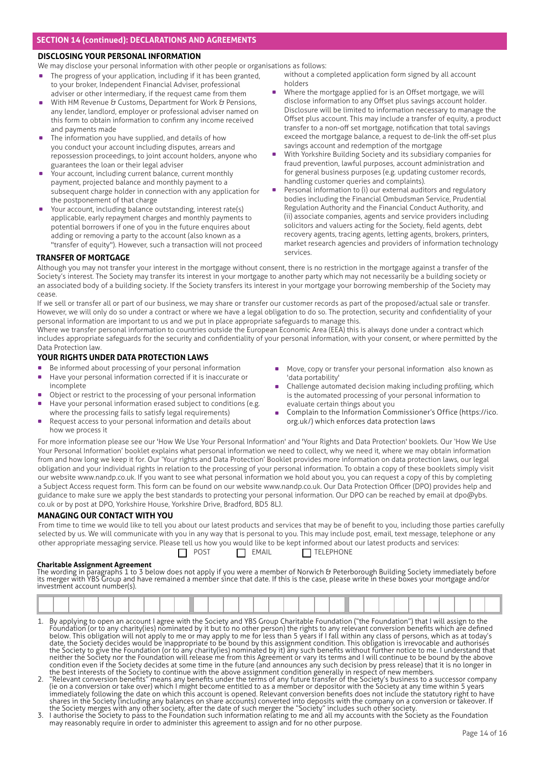## SECTION 14 (continued): DECLARATIONS AND AGREEMENTS

### DISCLOSING YOUR PERSONAL INFORMATION

We may disclose your personal information with other people or organisations as follows:

- The progress of your application, including if it has been granted, to your broker, Independent Financial Adviser, professional adviser or other intermediary, if the request came from them
- With HM Revenue & Customs, Department for Work & Pensions, any lender, landlord, employer or professional adviser named on this form to obtain information to confirm any income received and payments made
- The information you have supplied, and details of how you conduct your account including disputes, arrears and repossession proceedings, to joint account holders, anyone who guarantees the loan or their legal adviser
- Your account, including current balance, current monthly payment, projected balance and monthly payment to a subsequent charge holder in connection with any application for the postponement of that charge
- Your account, including balance outstanding, interest rate(s) applicable, early repayment charges and monthly payments to potential borrowers if one of you in the future enquires about adding or removing a party to the account (also known as a "transfer of equity"). However, such a transaction will not proceed without a completed application form signed by all account holders
- Where the mortgage applied for is an Offset mortgage, we will disclose information to any Offset plus savings account holder. Disclosure will be limited to information necessary to manage the Offset plus account. This may include a transfer of equity, a product transfer to a non-off set mortgage, notification that total savings exceed the mortgage balance, a request to de-link the off-set plus savings account and redemption of the mortgage
- With Yorkshire Building Society and its subsidiary companies for fraud prevention, lawful purposes, account administration and for general business purposes (e.g. updating customer records, handling customer queries and complaints).
- Personal information to (i) our external auditors and regulatory bodies including the Financial Ombudsman Service, Prudential Regulation Authority and the Financial Conduct Authority, and (ii) associate companies, agents and service providers including solicitors and valuers acting for the Society, field agents, debt recovery agents, tracing agents, letting agents, brokers, printers, market research agencies and providers of information technology services.

### TRANSFER OF MORTGAGE

Although you may not transfer your interest in the mortgage without consent, there is no restriction in the mortgage against a transfer of the Society's interest. The Society may transfer its interest in your mortgage to another party which may not necessarily be a building society or an associated body of a building society. If the Society transfers its interest in your mortgage your borrowing membership of the Society may cease.

If we sell or transfer all or part of our business, we may share or transfer our customer records as part of the proposed/actual sale or transfer. However, we will only do so under a contract or where we have a legal obligation to do so. The protection, security and confidentiality of your personal information are important to us and we put in place appropriate safeguards to manage this.

Where we transfer personal information to countries outside the European Economic Area (EEA) this is always done under a contract which includes appropriate safeguards for the security and confidentiality of your personal information, with your consent, or where permitted by the Data Protection law.

### YOUR RIGHTS UNDER DATA PROTECTION LAWS

- Be informed about processing of your personal information
- Have your personal information corrected if it is inaccurate or incomplete
- Object or restrict to the processing of your personal information
- Have your personal information erased subject to conditions (e.g. where the processing fails to satisfy legal requirements)
- Request access to your personal information and details about how we process it
- Move, copy or transfer your personal information also known as 'data portability'
- Challenge automated decision making including profiling, which is the automated processing of your personal information to evaluate certain things about you
- Complain to the Information Commissioner's Office (https://ico.org.uk/) which enforces data protection laws

For more information please see our 'How We Use Your Personal Information' and 'Your Rights and Data Protection' booklets. Our 'How We Use Your Personal Information' booklet explains what personal information we need to collect, why we need it, where we may obtain information from and how long we keep it for. Our 'Your rights and Data Protection' Booklet provides more information on data protection laws, our legal obligation and your individual rights in relation to the processing of your personal information. To obtain a copy of these booklets simply visit our website www.nandp.co.uk. If you want to see what personal information we hold about you, you can request a copy of this by completing a Subject Access request form. This form can be found on our website www.nandp.co.uk. Our Data Protection Officer (DPO) provides help and guidance to make sure we apply the best standards to protecting your personal information. Our DPO can be reached by email at dpo@ybs.co.uk or by post at DPO, Yorkshire House, Yorkshire Drive, Bradford, BD5 8LJ.

### MANAGING OUR CONTACT WITH YOU

From time to time we would like to tell you about our latest products and services that may be of benefit to you, including those parties carefully selected by us. We will communicate with you in any way that is personal to you. This may include post, email, text message, telephone or any other appropriate messaging service. Please tell us how you would like to be kept informed about our latest products and services:

☐ POST ☐ EMAIL ☐ TELEPHONE

**Charitable Assignment Agreement**

The wording in paragraphs 1 to 3 below does not apply if you were a member of Norwich & Peterborough Building Society immediately before its merger with YBS Group and have remained a member since that date. If this is the case, please write in these boxes your mortgage and/or investment account number(s).

| | | | | | | | | | | | | | | | | | | | | | | | | | | | | | | | |
|---|---|---|---|---|---|---|---|---|---|---|---|---|---|---|---|---|---|---|---|---|---|---|---|---|---|---|---|---|---|---|---|

1. By applying to open an account I agree with the Society and YBS Group Charitable Foundation ("the Foundation") that I will assign to the Foundation (or to any charity(ies) nominated by it but to no other person) the rights to any relevant conversion benefits which are defined below. This obligation will not apply to me or may apply to me for less than 5 years if I fall within any class of persons, which as at today's date, the Society decides would be inappropriate to be bound by this assignment condition. This obligation is irrevocable and authorises the Society to give the Foundation (or to any charity(ies) nominated by it) any such benefits without further notice to me. I understand that neither the Society nor the Foundation will release me from this Agreement or vary its terms and I will continue to be bound by the above condition even if the Society decides at some time in the future (and announces any such decision by press release) that it is no longer in the best interests of the Society to continue with the above assignment condition generally in respect of new members.
2. "Relevant conversion benefits" means any benefits under the terms of any future transfer of the Society's business to a successor company (ie on a conversion or take over) which I might become entitled to as a member or depositor with the Society at any time within 5 years immediately following the date on which this account is opened. Relevant conversion benefits does not include the statutory right to have shares in the Society (including any balances on share accounts) converted into deposits with the company on a conversion or takeover. If the Society merges with any other society, after the date of such merger the "Society" includes such other society.
3. I authorise the Society to pass to the Foundation such information relating to me and all my accounts with the Society as the Foundation may reasonably require in order to administer this agreement to assign and for no other purpose.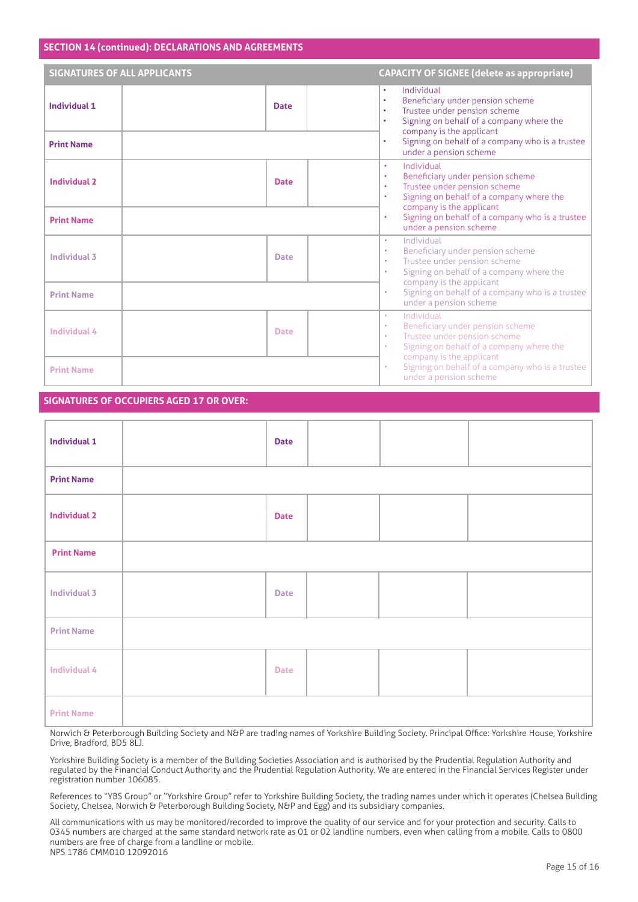## SECTION 14 (continued): DECLARATIONS AND AGREEMENTS

| SIGNATURES OF ALL APPLICANTS | | | | CAPACITY OF SIGNEE (delete as appropriate) |
|---|---|---|---|---|
| **Individual 1** | | **Date** | | • Individual<br>• Beneficiary under pension scheme<br>• Trustee under pension scheme<br>• Signing on behalf of a company where the company is the applicant<br>• Signing on behalf of a company who is a trustee under a pension scheme |
| **Print Name** | | | | |
| **Individual 2** | | **Date** | | • Individual<br>• Beneficiary under pension scheme<br>• Trustee under pension scheme<br>• Signing on behalf of a company where the company is the applicant<br>• Signing on behalf of a company who is a trustee under a pension scheme |
| **Print Name** | | | | |
| **Individual 3** | | **Date** | | • Individual<br>• Beneficiary under pension scheme<br>• Trustee under pension scheme<br>• Signing on behalf of a company where the company is the applicant<br>• Signing on behalf of a company who is a trustee under a pension scheme |
| **Print Name** | | | | |
| **Individual 4** | | **Date** | | • Individual<br>• Beneficiary under pension scheme<br>• Trustee under pension scheme<br>• Signing on behalf of a company where the company is the applicant<br>• Signing on behalf of a company who is a trustee under a pension scheme |
| **Print Name** | | | | |

## SIGNATURES OF OCCUPIERS AGED 17 OR OVER:

| | | | | | |
|---|---|---|---|---|---|
| **Individual 1** | | **Date** | | | |
| **Print Name** | | | | | |
| **Individual 2** | | **Date** | | | |
| **Print Name** | | | | | |
| **Individual 3** | | **Date** | | | |
| **Print Name** | | | | | |
| **Individual 4** | | **Date** | | | |
| **Print Name** | | | | | |

Norwich & Peterborough Building Society and N&P are trading names of Yorkshire Building Society. Principal Office: Yorkshire House, Yorkshire Drive, Bradford, BD5 8LJ.

Yorkshire Building Society is a member of the Building Societies Association and is authorised by the Prudential Regulation Authority and regulated by the Financial Conduct Authority and the Prudential Regulation Authority. We are entered in the Financial Services Register under registration number 106085.

References to "YBS Group" or "Yorkshire Group" refer to Yorkshire Building Society, the trading names under which it operates (Chelsea Building Society, Chelsea, Norwich & Peterborough Building Society, N&P and Egg) and its subsidiary companies.

All communications with us may be monitored/recorded to improve the quality of our service and for your protection and security. Calls to 0345 numbers are charged at the same standard network rate as 01 or 02 landline numbers, even when calling from a mobile. Calls to 0800 numbers are free of charge from a landline or mobile.
NPS 1786 CMM010 12092016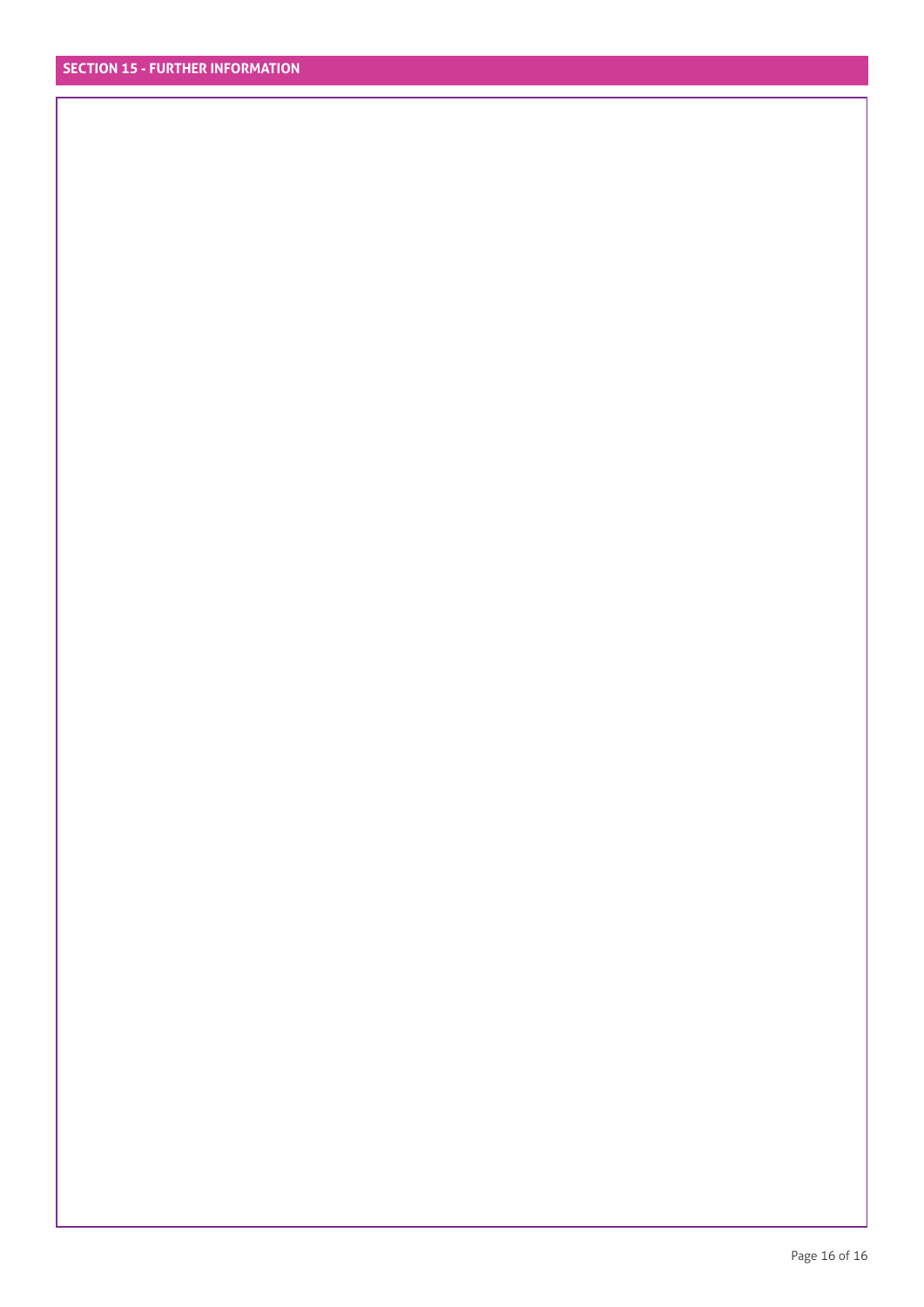## SECTION 15 - FURTHER INFORMATION